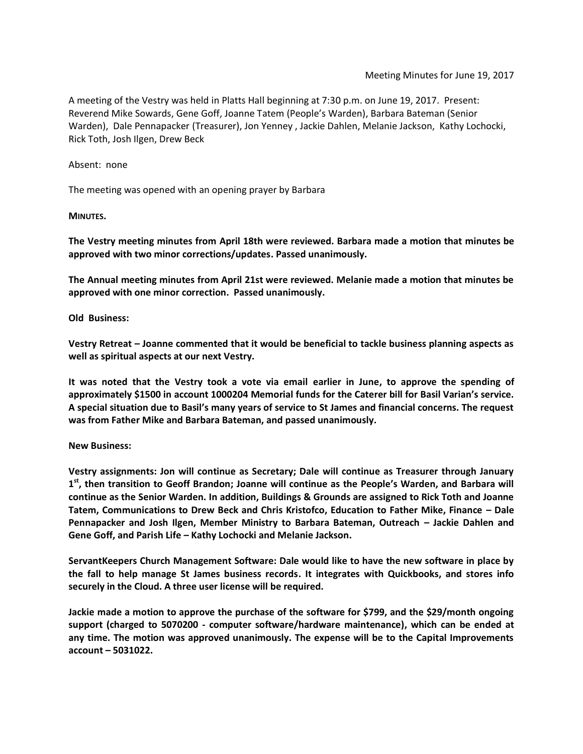Meeting Minutes for June 19, 2017

A meeting of the Vestry was held in Platts Hall beginning at 7:30 p.m. on June 19, 2017. Present: Reverend Mike Sowards, Gene Goff, Joanne Tatem (People's Warden), Barbara Bateman (Senior Warden), Dale Pennapacker (Treasurer), Jon Yenney , Jackie Dahlen, Melanie Jackson, Kathy Lochocki, Rick Toth, Josh Ilgen, Drew Beck

Absent: none

The meeting was opened with an opening prayer by Barbara

**MINUTES.**

**The Vestry meeting minutes from April 18th were reviewed. Barbara made a motion that minutes be approved with two minor corrections/updates. Passed unanimously.**

**The Annual meeting minutes from April 21st were reviewed. Melanie made a motion that minutes be approved with one minor correction. Passed unanimously.**

**Old Business:**

**Vestry Retreat – Joanne commented that it would be beneficial to tackle business planning aspects as well as spiritual aspects at our next Vestry.**

**It was noted that the Vestry took a vote via email earlier in June, to approve the spending of approximately $1500 in account 1000204 Memorial funds for the Caterer bill for Basil Varian's service. A special situation due to Basil's many years of service to St James and financial concerns. The request was from Father Mike and Barbara Bateman, and passed unanimously.**

**New Business:**

**Vestry assignments: Jon will continue as Secretary; Dale will continue as Treasurer through January 1st, then transition to Geoff Brandon; Joanne will continue as the People's Warden, and Barbara will continue as the Senior Warden. In addition, Buildings & Grounds are assigned to Rick Toth and Joanne Tatem, Communications to Drew Beck and Chris Kristofco, Education to Father Mike, Finance – Dale Pennapacker and Josh Ilgen, Member Ministry to Barbara Bateman, Outreach – Jackie Dahlen and Gene Goff, and Parish Life – Kathy Lochocki and Melanie Jackson.**

**ServantKeepers Church Management Software: Dale would like to have the new software in place by the fall to help manage St James business records. It integrates with Quickbooks, and stores info securely in the Cloud. A three user license will be required.**

**Jackie made a motion to approve the purchase of the software for $799, and the $29/month ongoing support (charged to 5070200 - computer software/hardware maintenance), which can be ended at any time. The motion was approved unanimously. The expense will be to the Capital Improvements account – 5031022.**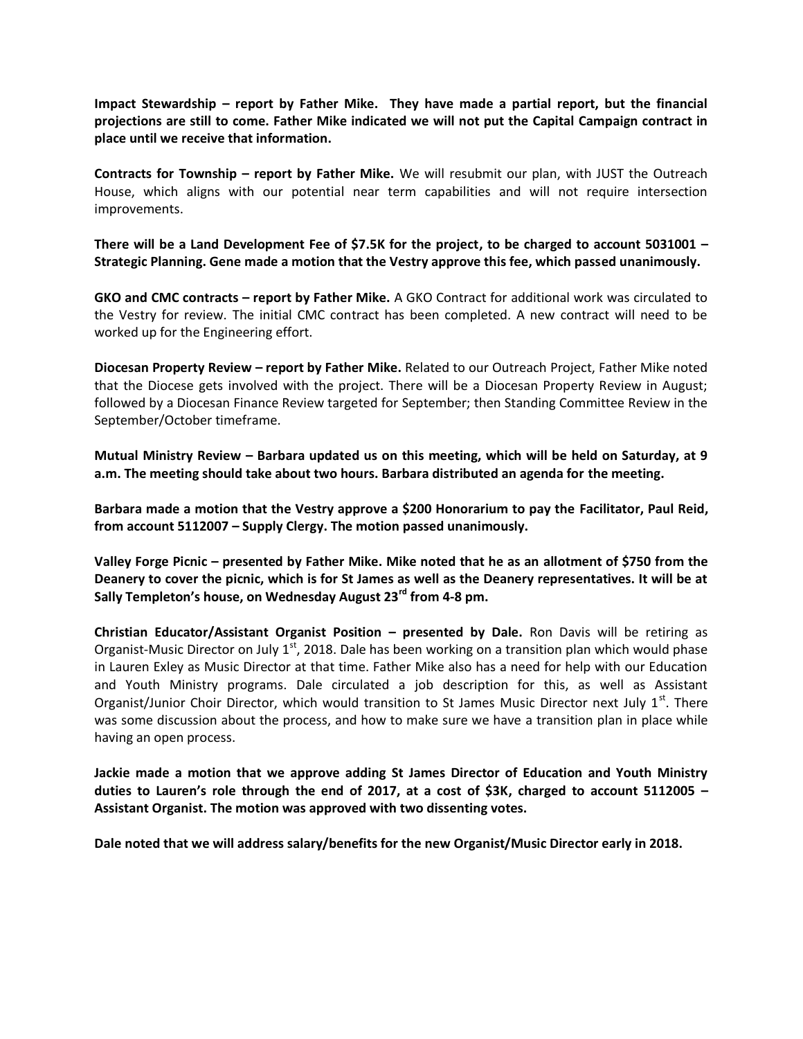**Impact Stewardship – report by Father Mike. They have made a partial report, but the financial projections are still to come. Father Mike indicated we will not put the Capital Campaign contract in place until we receive that information.**

**Contracts for Township – report by Father Mike.** We will resubmit our plan, with JUST the Outreach House, which aligns with our potential near term capabilities and will not require intersection improvements.

**There will be a Land Development Fee of $7.5K for the project, to be charged to account 5031001 – Strategic Planning. Gene made a motion that the Vestry approve this fee, which passed unanimously.**

**GKO and CMC contracts – report by Father Mike.** A GKO Contract for additional work was circulated to the Vestry for review. The initial CMC contract has been completed. A new contract will need to be worked up for the Engineering effort.

**Diocesan Property Review – report by Father Mike.** Related to our Outreach Project, Father Mike noted that the Diocese gets involved with the project. There will be a Diocesan Property Review in August; followed by a Diocesan Finance Review targeted for September; then Standing Committee Review in the September/October timeframe.

**Mutual Ministry Review – Barbara updated us on this meeting, which will be held on Saturday, at 9 a.m. The meeting should take about two hours. Barbara distributed an agenda for the meeting.**

**Barbara made a motion that the Vestry approve a $200 Honorarium to pay the Facilitator, Paul Reid, from account 5112007 – Supply Clergy. The motion passed unanimously.**

**Valley Forge Picnic – presented by Father Mike. Mike noted that he as an allotment of $750 from the Deanery to cover the picnic, which is for St James as well as the Deanery representatives. It will be at Sally Templeton's house, on Wednesday August 23rd from 4-8 pm.**

**Christian Educator/Assistant Organist Position – presented by Dale.** Ron Davis will be retiring as Organist-Music Director on July 1st, 2018. Dale has been working on a transition plan which would phase in Lauren Exley as Music Director at that time. Father Mike also has a need for help with our Education and Youth Ministry programs. Dale circulated a job description for this, as well as Assistant Organist/Junior Choir Director, which would transition to St James Music Director next July 1st. There was some discussion about the process, and how to make sure we have a transition plan in place while having an open process.

**Jackie made a motion that we approve adding St James Director of Education and Youth Ministry duties to Lauren's role through the end of 2017, at a cost of $3K, charged to account 5112005 – Assistant Organist. The motion was approved with two dissenting votes.**

**Dale noted that we will address salary/benefits for the new Organist/Music Director early in 2018.**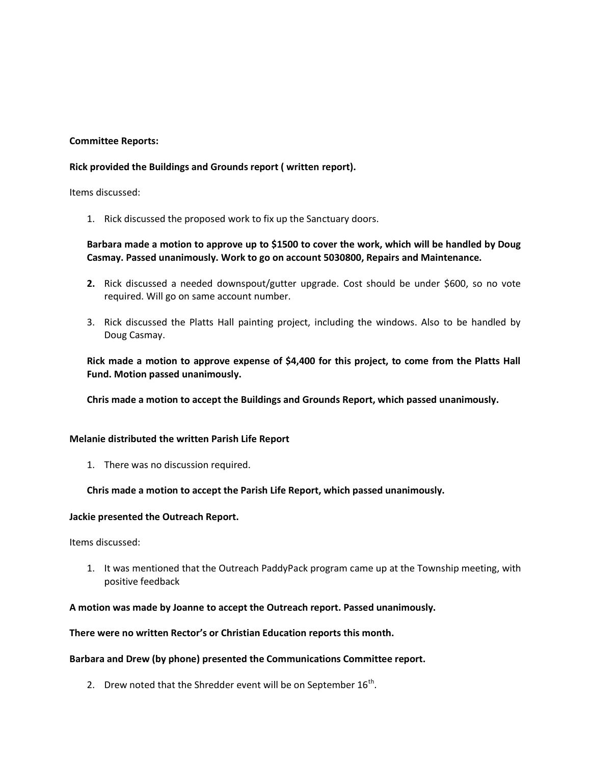**Committee Reports:**

**Rick provided the Buildings and Grounds report ( written report).**

Items discussed:

1. Rick discussed the proposed work to fix up the Sanctuary doors.

**Barbara made a motion to approve up to $1500 to cover the work, which will be handled by Doug Casmay. Passed unanimously. Work to go on account 5030800, Repairs and Maintenance.**

2. Rick discussed a needed downspout/gutter upgrade. Cost should be under $600, so no vote required. Will go on same account number.

3. Rick discussed the Platts Hall painting project, including the windows. Also to be handled by Doug Casmay.

**Rick made a motion to approve expense of $4,400 for this project, to come from the Platts Hall Fund. Motion passed unanimously.**

**Chris made a motion to accept the Buildings and Grounds Report, which passed unanimously.**

**Melanie distributed the written Parish Life Report**

1. There was no discussion required.

**Chris made a motion to accept the Parish Life Report, which passed unanimously.**

**Jackie presented the Outreach Report.**

Items discussed:

1. It was mentioned that the Outreach PaddyPack program came up at the Township meeting, with positive feedback

**A motion was made by Joanne to accept the Outreach report. Passed unanimously.**

**There were no written Rector's or Christian Education reports this month.**

**Barbara and Drew (by phone) presented the Communications Committee report.**

2. Drew noted that the Shredder event will be on September 16th.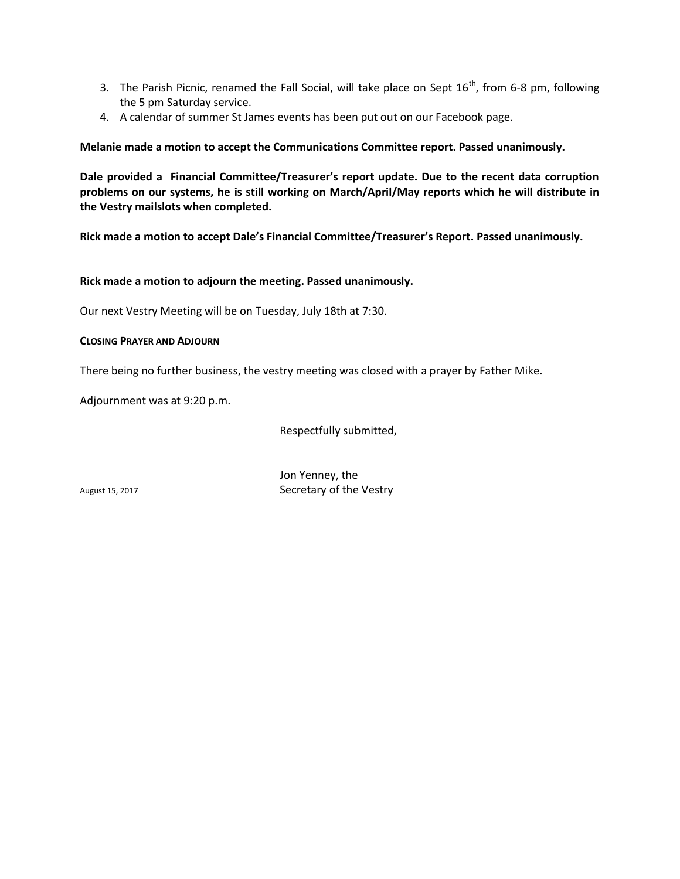3. The Parish Picnic, renamed the Fall Social, will take place on Sept 16th, from 6-8 pm, following the 5 pm Saturday service.
4. A calendar of summer St James events has been put out on our Facebook page.

**Melanie made a motion to accept the Communications Committee report. Passed unanimously.**

**Dale provided a Financial Committee/Treasurer's report update. Due to the recent data corruption problems on our systems, he is still working on March/April/May reports which he will distribute in the Vestry mailslots when completed.**

**Rick made a motion to accept Dale's Financial Committee/Treasurer's Report. Passed unanimously.**

**Rick made a motion to adjourn the meeting. Passed unanimously.**

Our next Vestry Meeting will be on Tuesday, July 18th at 7:30.

**CLOSING PRAYER AND ADJOURN**

There being no further business, the vestry meeting was closed with a prayer by Father Mike.

Adjournment was at 9:20 p.m.

Respectfully submitted,

Jon Yenney, the
Secretary of the Vestry

August 15, 2017